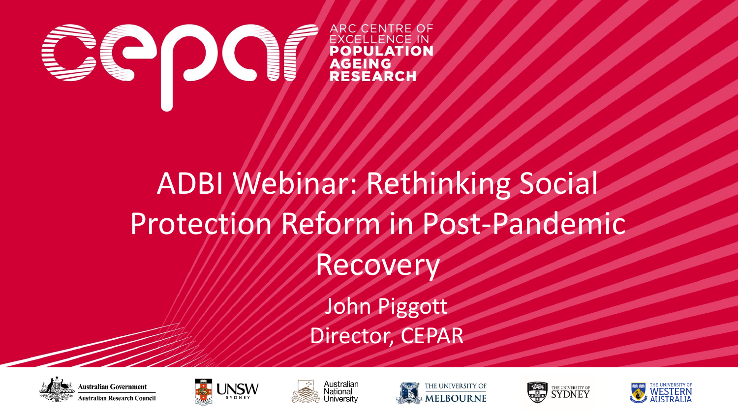ARC CENTRE OF EXCELLENCE IN POPULATION AGEING RESEARCH

# ADBI Webinar: Rethinking Social Protection Reform in Post-Pandemic Recovery

John Piggott

Director, CEPAR

Australian Government — Australian Research Council

UNSW Sydney

Australian National University

The University of Melbourne

The University of Sydney

The University of Western Australia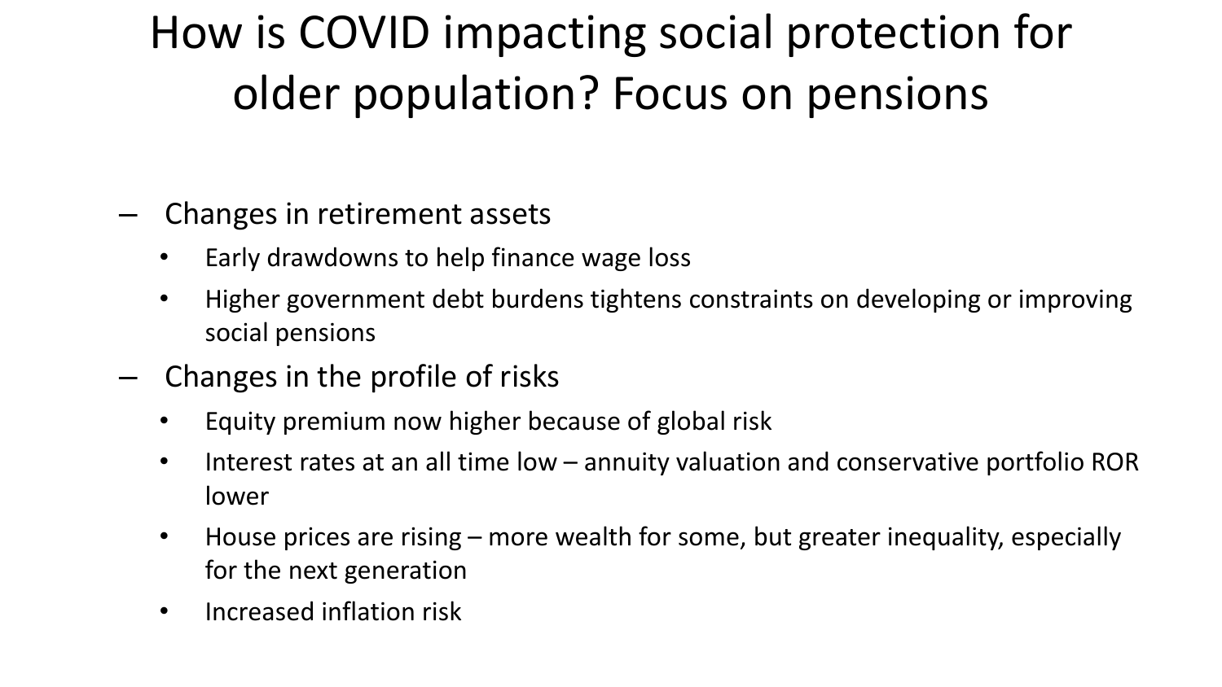# How is COVID impacting social protection for older population? Focus on pensions

- Changes in retirement assets
  - Early drawdowns to help finance wage loss
  - Higher government debt burdens tightens constraints on developing or improving social pensions
- Changes in the profile of risks
  - Equity premium now higher because of global risk
  - Interest rates at an all time low – annuity valuation and conservative portfolio ROR lower
  - House prices are rising – more wealth for some, but greater inequality, especially for the next generation
  - Increased inflation risk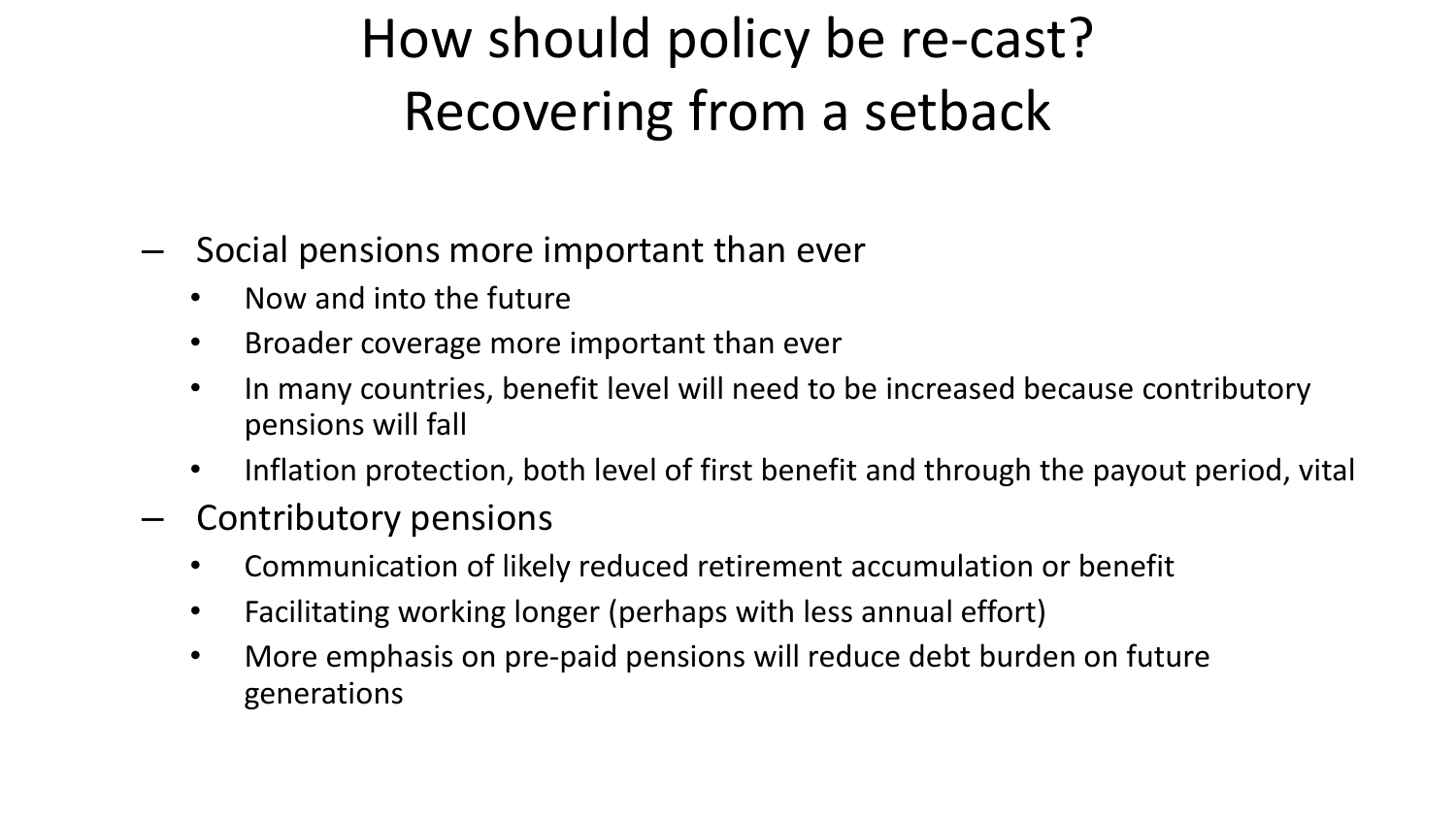# How should policy be re-cast? Recovering from a setback

- Social pensions more important than ever
  - Now and into the future
  - Broader coverage more important than ever
  - In many countries, benefit level will need to be increased because contributory pensions will fall
  - Inflation protection, both level of first benefit and through the payout period, vital
- Contributory pensions
  - Communication of likely reduced retirement accumulation or benefit
  - Facilitating working longer (perhaps with less annual effort)
  - More emphasis on pre-paid pensions will reduce debt burden on future generations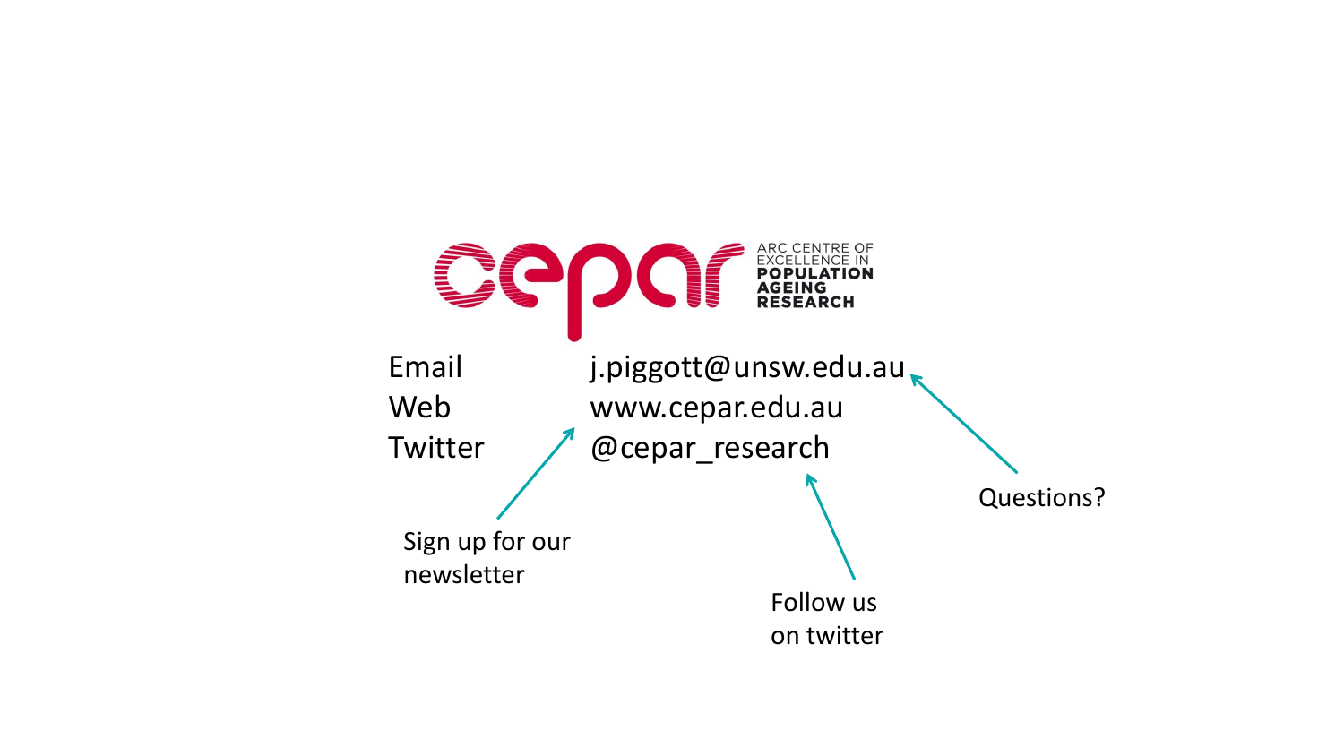cepar ARC CENTRE OF EXCELLENCE IN POPULATION AGEING RESEARCH

| | |
|---|---|
| Email | j.piggott@unsw.edu.au |
| Web | www.cepar.edu.au |
| Twitter | @cepar_research |

Sign up for our newsletter

Follow us on twitter

Questions?